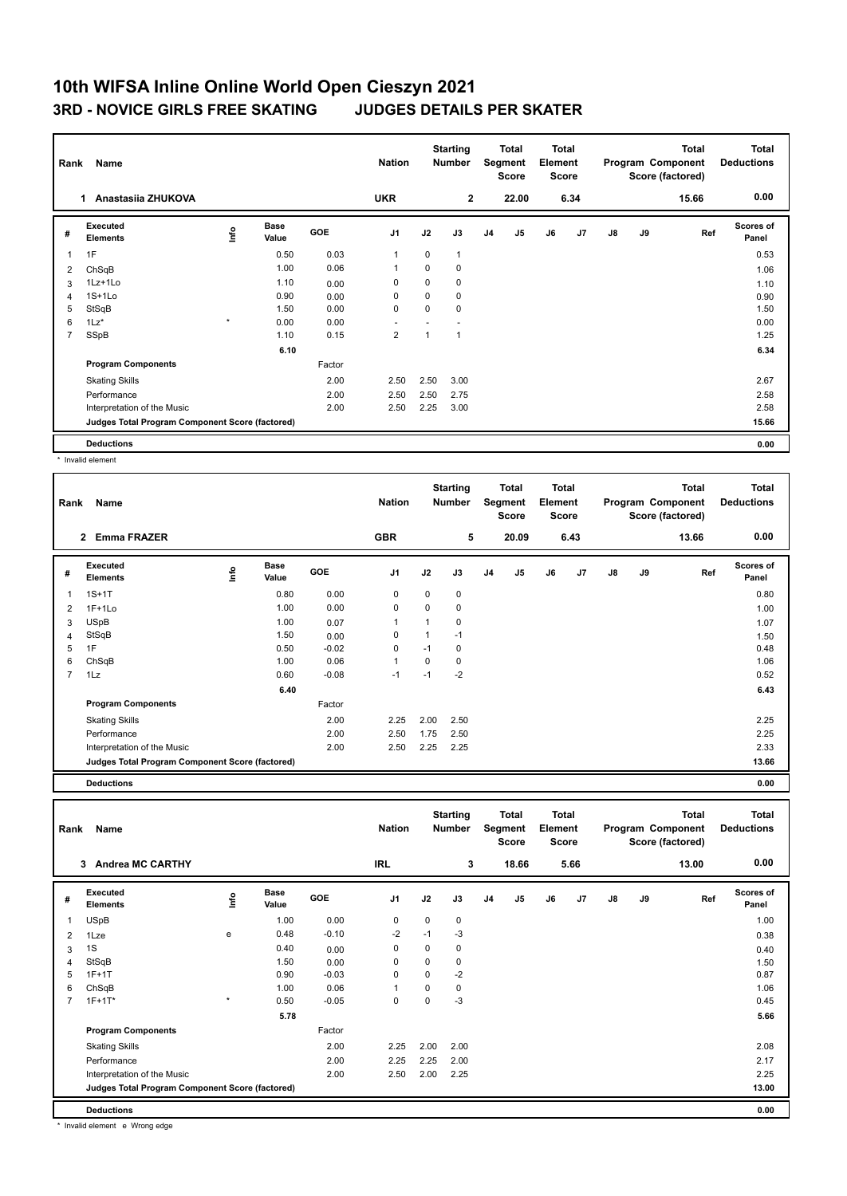# 10th WIFSA Inline Online World Open Cieszyn 2021

## 3RD - NOVICE GIRLS FREE SKATING JUDGES DETAILS PER SKATER

| Rank | Name | Nation | Starting Number | Total Segment Score | Total Element Score | Total Program Component Score (factored) | Total Deductions |
|---|---|---|---|---|---|---|---|
| 1 | Anastasiia ZHUKOVA | UKR | 2 | 22.00 | 6.34 | 15.66 | 0.00 |

| # | Executed Elements | Info | Base Value | GOE | J1 | J2 | J3 | J4 | J5 | J6 | J7 | J8 | J9 | Ref | Scores of Panel |
|---|---|---|---|---|---|---|---|---|---|---|---|---|---|---|---|
| 1 | 1F | | 0.50 | 0.03 | 1 | 0 | 1 | | | | | | | | 0.53 |
| 2 | ChSqB | | 1.00 | 0.06 | 1 | 0 | 0 | | | | | | | | 1.06 |
| 3 | 1Lz+1Lo | | 1.10 | 0.00 | 0 | 0 | 0 | | | | | | | | 1.10 |
| 4 | 1S+1Lo | | 0.90 | 0.00 | 0 | 0 | 0 | | | | | | | | 0.90 |
| 5 | StSqB | | 1.50 | 0.00 | 0 | 0 | 0 | | | | | | | | 1.50 |
| 6 | 1Lz* | * | 0.00 | 0.00 | - | - | - | | | | | | | | 0.00 |
| 7 | SSpB | | 1.10 | 0.15 | 2 | 1 | 1 | | | | | | | | 1.25 |
| | | | 6.10 | | | | | | | | | | | | 6.34 |
| | **Program Components** | | | Factor | | | | | | | | | | | |
| | Skating Skills | | | 2.00 | 2.50 | 2.50 | 3.00 | | | | | | | | 2.67 |
| | Performance | | | 2.00 | 2.50 | 2.50 | 2.75 | | | | | | | | 2.58 |
| | Interpretation of the Music | | | 2.00 | 2.50 | 2.25 | 3.00 | | | | | | | | 2.58 |
| | **Judges Total Program Component Score (factored)** | | | | | | | | | | | | | | 15.66 |
| | **Deductions** | | | | | | | | | | | | | | 0.00 |

\* Invalid element

| Rank | Name | Nation | Starting Number | Total Segment Score | Total Element Score | Total Program Component Score (factored) | Total Deductions |
|---|---|---|---|---|---|---|---|
| 2 | Emma FRAZER | GBR | 5 | 20.09 | 6.43 | 13.66 | 0.00 |

| # | Executed Elements | Info | Base Value | GOE | J1 | J2 | J3 | J4 | J5 | J6 | J7 | J8 | J9 | Ref | Scores of Panel |
|---|---|---|---|---|---|---|---|---|---|---|---|---|---|---|---|
| 1 | 1S+1T | | 0.80 | 0.00 | 0 | 0 | 0 | | | | | | | | 0.80 |
| 2 | 1F+1Lo | | 1.00 | 0.00 | 0 | 0 | 0 | | | | | | | | 1.00 |
| 3 | USpB | | 1.00 | 0.07 | 1 | 1 | 0 | | | | | | | | 1.07 |
| 4 | StSqB | | 1.50 | 0.00 | 0 | 1 | -1 | | | | | | | | 1.50 |
| 5 | 1F | | 0.50 | -0.02 | 0 | -1 | 0 | | | | | | | | 0.48 |
| 6 | ChSqB | | 1.00 | 0.06 | 1 | 0 | 0 | | | | | | | | 1.06 |
| 7 | 1Lz | | 0.60 | -0.08 | -1 | -1 | -2 | | | | | | | | 0.52 |
| | | | 6.40 | | | | | | | | | | | | 6.43 |
| | **Program Components** | | | Factor | | | | | | | | | | | |
| | Skating Skills | | | 2.00 | 2.25 | 2.00 | 2.50 | | | | | | | | 2.25 |
| | Performance | | | 2.00 | 2.50 | 1.75 | 2.50 | | | | | | | | 2.25 |
| | Interpretation of the Music | | | 2.00 | 2.50 | 2.25 | 2.25 | | | | | | | | 2.33 |
| | **Judges Total Program Component Score (factored)** | | | | | | | | | | | | | | 13.66 |
| | **Deductions** | | | | | | | | | | | | | | 0.00 |

| Rank | Name | Nation | Starting Number | Total Segment Score | Total Element Score | Total Program Component Score (factored) | Total Deductions |
|---|---|---|---|---|---|---|---|
| 3 | Andrea MC CARTHY | IRL | 3 | 18.66 | 5.66 | 13.00 | 0.00 |

| # | Executed Elements | Info | Base Value | GOE | J1 | J2 | J3 | J4 | J5 | J6 | J7 | J8 | J9 | Ref | Scores of Panel |
|---|---|---|---|---|---|---|---|---|---|---|---|---|---|---|---|
| 1 | USpB | | 1.00 | 0.00 | 0 | 0 | 0 | | | | | | | | 1.00 |
| 2 | 1Lze | e | 0.48 | -0.10 | -2 | -1 | -3 | | | | | | | | 0.38 |
| 3 | 1S | | 0.40 | 0.00 | 0 | 0 | 0 | | | | | | | | 0.40 |
| 4 | StSqB | | 1.50 | 0.00 | 0 | 0 | 0 | | | | | | | | 1.50 |
| 5 | 1F+1T | | 0.90 | -0.03 | 0 | 0 | -2 | | | | | | | | 0.87 |
| 6 | ChSqB | | 1.00 | 0.06 | 1 | 0 | 0 | | | | | | | | 1.06 |
| 7 | 1F+1T* | * | 0.50 | -0.05 | 0 | 0 | -3 | | | | | | | | 0.45 |
| | | | 5.78 | | | | | | | | | | | | 5.66 |
| | **Program Components** | | | Factor | | | | | | | | | | | |
| | Skating Skills | | | 2.00 | 2.25 | 2.00 | 2.00 | | | | | | | | 2.08 |
| | Performance | | | 2.00 | 2.25 | 2.25 | 2.00 | | | | | | | | 2.17 |
| | Interpretation of the Music | | | 2.00 | 2.50 | 2.00 | 2.25 | | | | | | | | 2.25 |
| | **Judges Total Program Component Score (factored)** | | | | | | | | | | | | | | 13.00 |
| | **Deductions** | | | | | | | | | | | | | | 0.00 |

\* Invalid element e Wrong edge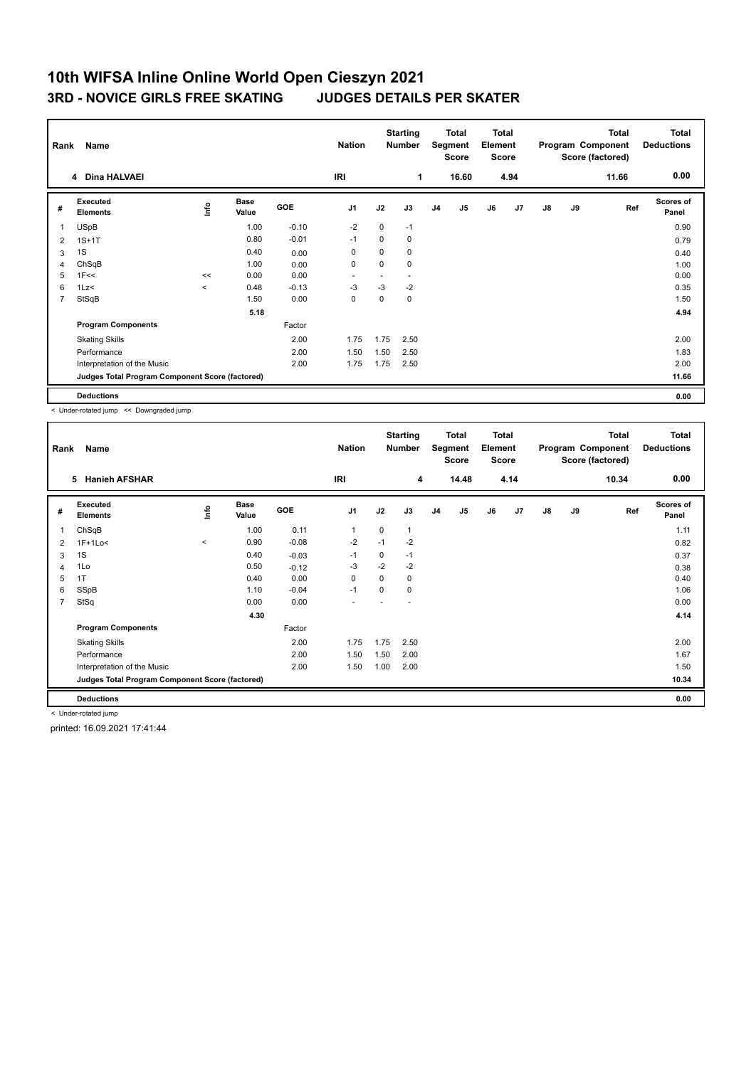# 10th WIFSA Inline Online World Open Cieszyn 2021

## 3RD - NOVICE GIRLS FREE SKATING    JUDGES DETAILS PER SKATER

| Rank | Name | Nation | Starting Number | Total Segment Score | Total Element Score | Total Program Component Score (factored) | Total Deductions |
|---|---|---|---|---|---|---|---|
| 4 | Dina HALVAEI | IRI | 1 | 16.60 | 4.94 | 11.66 | 0.00 |

| # | Executed Elements | Info | Base Value | GOE | J1 | J2 | J3 | J4 | J5 | J6 | J7 | J8 | J9 | Ref | Scores of Panel |
|---|---|---|---|---|---|---|---|---|---|---|---|---|---|---|---|
| 1 | USpB | | 1.00 | -0.10 | -2 | 0 | -1 | | | | | | | | 0.90 |
| 2 | 1S+1T | | 0.80 | -0.01 | -1 | 0 | 0 | | | | | | | | 0.79 |
| 3 | 1S | | 0.40 | 0.00 | 0 | 0 | 0 | | | | | | | | 0.40 |
| 4 | ChSqB | | 1.00 | 0.00 | 0 | 0 | 0 | | | | | | | | 1.00 |
| 5 | 1F<< | << | 0.00 | 0.00 | - | - | - | | | | | | | | 0.00 |
| 6 | 1Lz< | < | 0.48 | -0.13 | -3 | -3 | -2 | | | | | | | | 0.35 |
| 7 | StSqB | | 1.50 | 0.00 | 0 | 0 | 0 | | | | | | | | 1.50 |
| | | | 5.18 | | | | | | | | | | | | 4.94 |
| | **Program Components** | | | Factor | | | | | | | | | | | |
| | Skating Skills | | | 2.00 | 1.75 | 1.75 | 2.50 | | | | | | | | 2.00 |
| | Performance | | | 2.00 | 1.50 | 1.50 | 2.50 | | | | | | | | 1.83 |
| | Interpretation of the Music | | | 2.00 | 1.75 | 1.75 | 2.50 | | | | | | | | 2.00 |
| | **Judges Total Program Component Score (factored)** | | | | | | | | | | | | | | 11.66 |
| | **Deductions** | | | | | | | | | | | | | | 0.00 |

< Under-rotated jump << Downgraded jump

| Rank | Name | Nation | Starting Number | Total Segment Score | Total Element Score | Total Program Component Score (factored) | Total Deductions |
|---|---|---|---|---|---|---|---|
| 5 | Hanieh AFSHAR | IRI | 4 | 14.48 | 4.14 | 10.34 | 0.00 |

| # | Executed Elements | Info | Base Value | GOE | J1 | J2 | J3 | J4 | J5 | J6 | J7 | J8 | J9 | Ref | Scores of Panel |
|---|---|---|---|---|---|---|---|---|---|---|---|---|---|---|---|
| 1 | ChSqB | | 1.00 | 0.11 | 1 | 0 | 1 | | | | | | | | 1.11 |
| 2 | 1F+1Lo< | < | 0.90 | -0.08 | -2 | -1 | -2 | | | | | | | | 0.82 |
| 3 | 1S | | 0.40 | -0.03 | -1 | 0 | -1 | | | | | | | | 0.37 |
| 4 | 1Lo | | 0.50 | -0.12 | -3 | -2 | -2 | | | | | | | | 0.38 |
| 5 | 1T | | 0.40 | 0.00 | 0 | 0 | 0 | | | | | | | | 0.40 |
| 6 | SSpB | | 1.10 | -0.04 | -1 | 0 | 0 | | | | | | | | 1.06 |
| 7 | StSq | | 0.00 | 0.00 | - | - | - | | | | | | | | 0.00 |
| | | | 4.30 | | | | | | | | | | | | 4.14 |
| | **Program Components** | | | Factor | | | | | | | | | | | |
| | Skating Skills | | | 2.00 | 1.75 | 1.75 | 2.50 | | | | | | | | 2.00 |
| | Performance | | | 2.00 | 1.50 | 1.50 | 2.00 | | | | | | | | 1.67 |
| | Interpretation of the Music | | | 2.00 | 1.50 | 1.00 | 2.00 | | | | | | | | 1.50 |
| | **Judges Total Program Component Score (factored)** | | | | | | | | | | | | | | 10.34 |
| | **Deductions** | | | | | | | | | | | | | | 0.00 |

< Under-rotated jump

printed: 16.09.2021 17:41:44